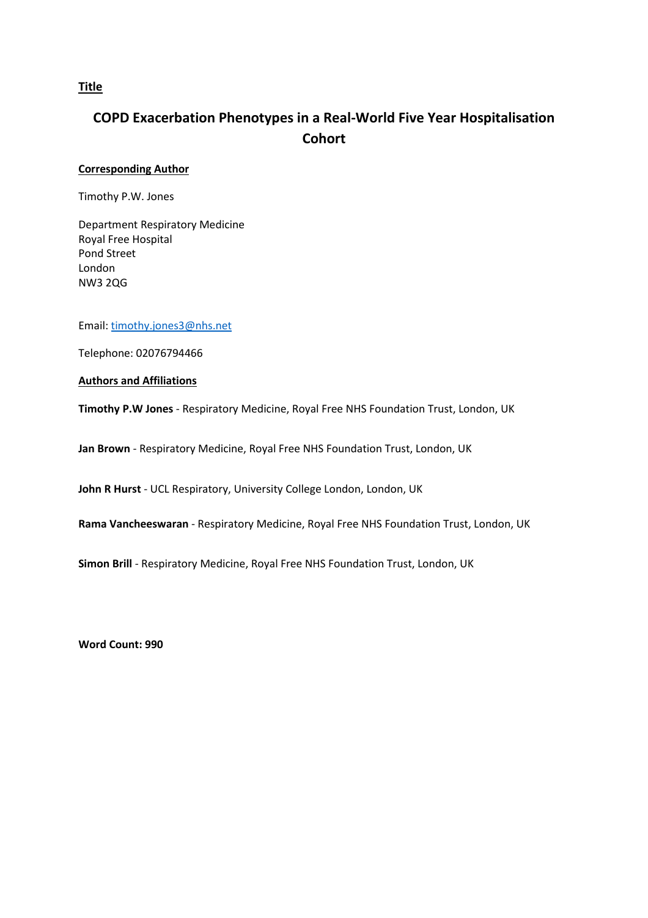**Title**

# COPD Exacerbation Phenotypes in a Real-World Five Year Hospitalisation Cohort

**Corresponding Author**

Timothy P.W. Jones

Department Respiratory Medicine
Royal Free Hospital
Pond Street
London
NW3 2QG

Email: timothy.jones3@nhs.net

Telephone: 02076794466

**Authors and Affiliations**

**Timothy P.W Jones** - Respiratory Medicine, Royal Free NHS Foundation Trust, London, UK

**Jan Brown** - Respiratory Medicine, Royal Free NHS Foundation Trust, London, UK

**John R Hurst** - UCL Respiratory, University College London, London, UK

**Rama Vancheeswaran** - Respiratory Medicine, Royal Free NHS Foundation Trust, London, UK

**Simon Brill** - Respiratory Medicine, Royal Free NHS Foundation Trust, London, UK

**Word Count: 990**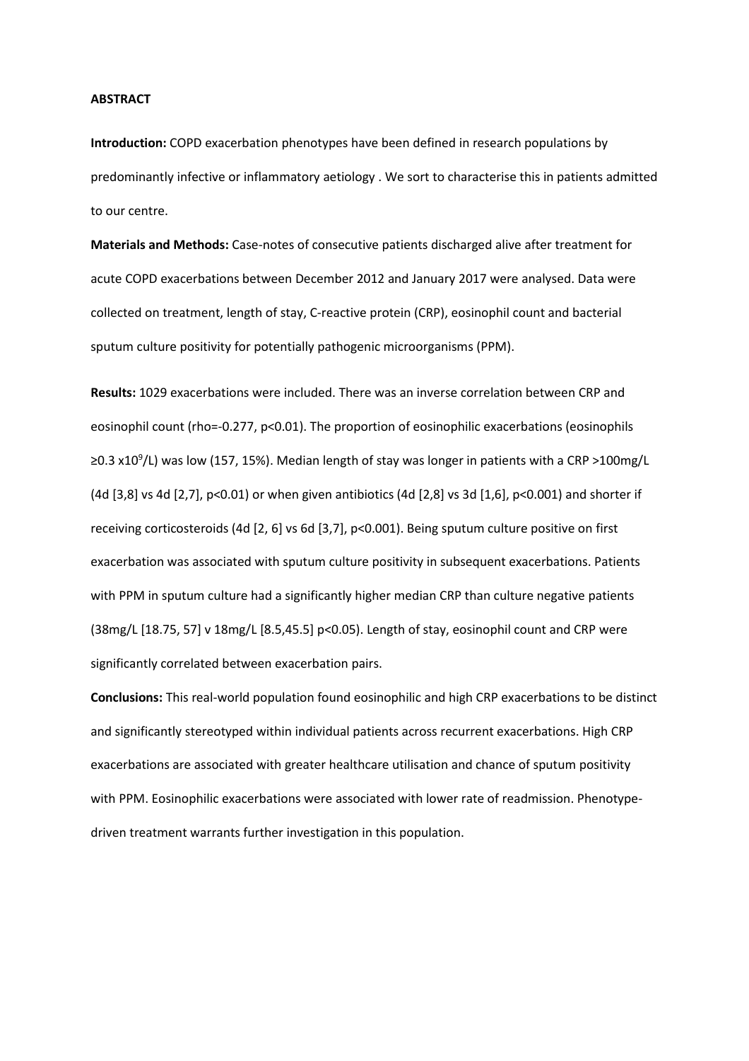**ABSTRACT**

**Introduction:** COPD exacerbation phenotypes have been defined in research populations by predominantly infective or inflammatory aetiology . We sort to characterise this in patients admitted to our centre.

**Materials and Methods:** Case-notes of consecutive patients discharged alive after treatment for acute COPD exacerbations between December 2012 and January 2017 were analysed. Data were collected on treatment, length of stay, C-reactive protein (CRP), eosinophil count and bacterial sputum culture positivity for potentially pathogenic microorganisms (PPM).

**Results:** 1029 exacerbations were included. There was an inverse correlation between CRP and eosinophil count (rho=-0.277, $p<0.01$). The proportion of eosinophilic exacerbations (eosinophils $\geq 0.3 \times 10^9$/L) was low (157, 15%). Median length of stay was longer in patients with a CRP >100mg/L (4d [3,8] vs 4d [2,7], $p<0.01$) or when given antibiotics (4d [2,8] vs 3d [1,6], $p<0.001$) and shorter if receiving corticosteroids (4d [2, 6] vs 6d [3,7], $p<0.001$). Being sputum culture positive on first exacerbation was associated with sputum culture positivity in subsequent exacerbations. Patients with PPM in sputum culture had a significantly higher median CRP than culture negative patients (38mg/L [18.75, 57] v 18mg/L [8.5,45.5] $p<0.05$). Length of stay, eosinophil count and CRP were significantly correlated between exacerbation pairs.

**Conclusions:** This real-world population found eosinophilic and high CRP exacerbations to be distinct and significantly stereotyped within individual patients across recurrent exacerbations. High CRP exacerbations are associated with greater healthcare utilisation and chance of sputum positivity with PPM. Eosinophilic exacerbations were associated with lower rate of readmission. Phenotype-driven treatment warrants further investigation in this population.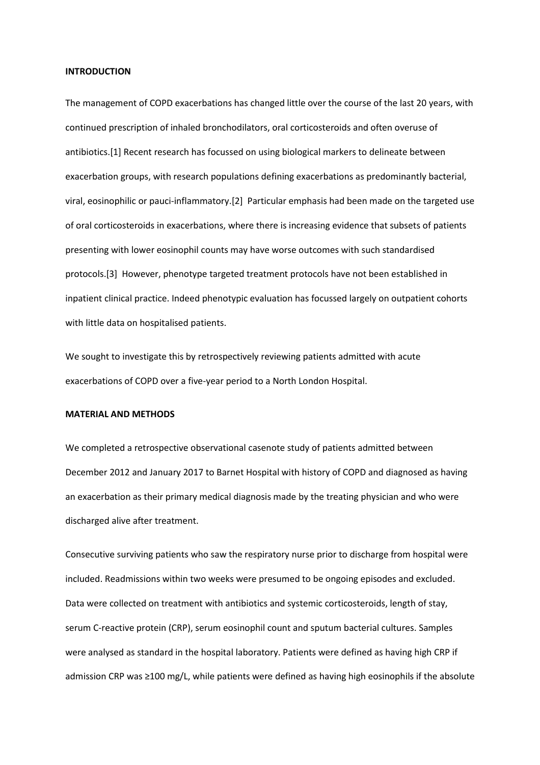## INTRODUCTION

The management of COPD exacerbations has changed little over the course of the last 20 years, with continued prescription of inhaled bronchodilators, oral corticosteroids and often overuse of antibiotics.[1] Recent research has focussed on using biological markers to delineate between exacerbation groups, with research populations defining exacerbations as predominantly bacterial, viral, eosinophilic or pauci-inflammatory.[2] Particular emphasis had been made on the targeted use of oral corticosteroids in exacerbations, where there is increasing evidence that subsets of patients presenting with lower eosinophil counts may have worse outcomes with such standardised protocols.[3] However, phenotype targeted treatment protocols have not been established in inpatient clinical practice. Indeed phenotypic evaluation has focussed largely on outpatient cohorts with little data on hospitalised patients.

We sought to investigate this by retrospectively reviewing patients admitted with acute exacerbations of COPD over a five-year period to a North London Hospital.

## MATERIAL AND METHODS

We completed a retrospective observational casenote study of patients admitted between December 2012 and January 2017 to Barnet Hospital with history of COPD and diagnosed as having an exacerbation as their primary medical diagnosis made by the treating physician and who were discharged alive after treatment.

Consecutive surviving patients who saw the respiratory nurse prior to discharge from hospital were included. Readmissions within two weeks were presumed to be ongoing episodes and excluded. Data were collected on treatment with antibiotics and systemic corticosteroids, length of stay, serum C-reactive protein (CRP), serum eosinophil count and sputum bacterial cultures. Samples were analysed as standard in the hospital laboratory. Patients were defined as having high CRP if admission CRP was ≥100 mg/L, while patients were defined as having high eosinophils if the absolute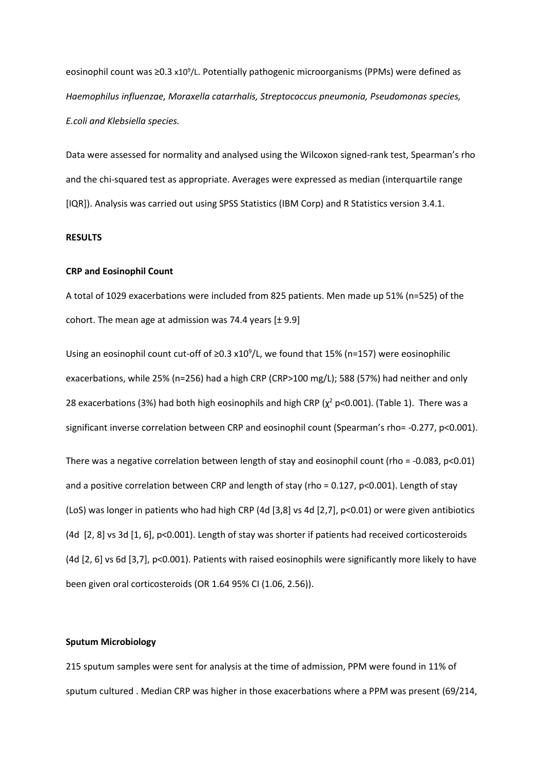eosinophil count was ≥0.3 x$10^9$/L. Potentially pathogenic microorganisms (PPMs) were defined as *Haemophilus influenzae, Moraxella catarrhalis, Streptococcus pneumonia, Pseudomonas species, E.coli and Klebsiella species.*

Data were assessed for normality and analysed using the Wilcoxon signed-rank test, Spearman's rho and the chi-squared test as appropriate. Averages were expressed as median (interquartile range [IQR]). Analysis was carried out using SPSS Statistics (IBM Corp) and R Statistics version 3.4.1.

**RESULTS**

**CRP and Eosinophil Count**

A total of 1029 exacerbations were included from 825 patients. Men made up 51% (n=525) of the cohort. The mean age at admission was 74.4 years [± 9.9]

Using an eosinophil count cut-off of ≥0.3 x$10^9$/L, we found that 15% (n=157) were eosinophilic exacerbations, while 25% (n=256) had a high CRP (CRP>100 mg/L); 588 (57%) had neither and only 28 exacerbations (3%) had both high eosinophils and high CRP ($\chi^2$ p<0.001). (Table 1). There was a significant inverse correlation between CRP and eosinophil count (Spearman's rho= -0.277, p<0.001).

There was a negative correlation between length of stay and eosinophil count (rho = -0.083, p<0.01) and a positive correlation between CRP and length of stay (rho = 0.127, p<0.001). Length of stay (LoS) was longer in patients who had high CRP (4d [3,8] vs 4d [2,7], p<0.01) or were given antibiotics (4d [2, 8] vs 3d [1, 6], p<0.001). Length of stay was shorter if patients had received corticosteroids (4d [2, 6] vs 6d [3,7], p<0.001). Patients with raised eosinophils were significantly more likely to have been given oral corticosteroids (OR 1.64 95% CI (1.06, 2.56)).

**Sputum Microbiology**

215 sputum samples were sent for analysis at the time of admission, PPM were found in 11% of sputum cultured . Median CRP was higher in those exacerbations where a PPM was present (69/214,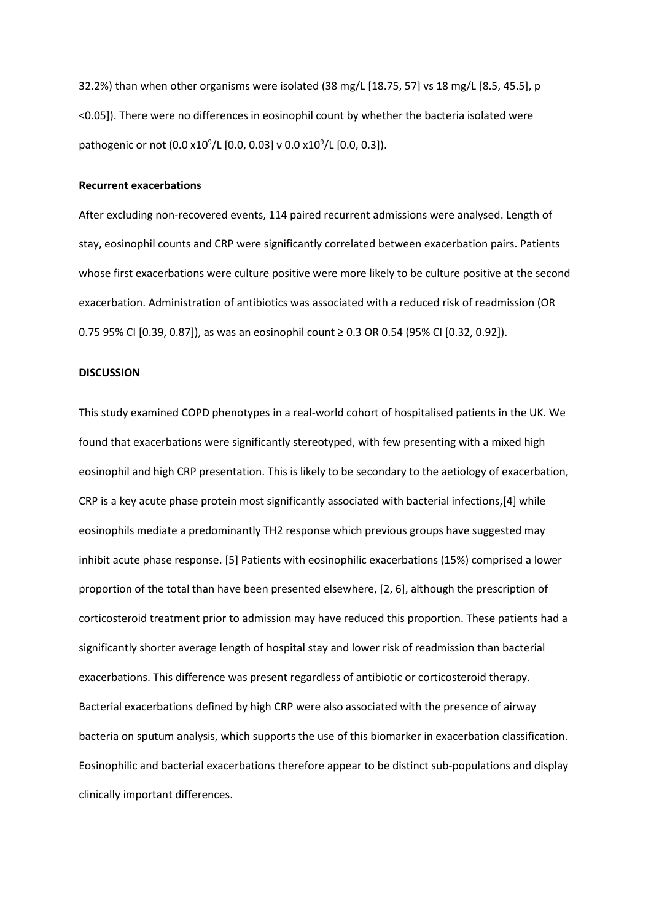32.2%) than when other organisms were isolated (38 mg/L [18.75, 57] vs 18 mg/L [8.5, 45.5], p <0.05]). There were no differences in eosinophil count by whether the bacteria isolated were pathogenic or not (0.0 $x10^9$/L [0.0, 0.03] v 0.0 $x10^9$/L [0.0, 0.3]).

**Recurrent exacerbations**

After excluding non-recovered events, 114 paired recurrent admissions were analysed. Length of stay, eosinophil counts and CRP were significantly correlated between exacerbation pairs. Patients whose first exacerbations were culture positive were more likely to be culture positive at the second exacerbation. Administration of antibiotics was associated with a reduced risk of readmission (OR 0.75 95% CI [0.39, 0.87]), as was an eosinophil count ≥ 0.3 OR 0.54 (95% CI [0.32, 0.92]).

**DISCUSSION**

This study examined COPD phenotypes in a real-world cohort of hospitalised patients in the UK. We found that exacerbations were significantly stereotyped, with few presenting with a mixed high eosinophil and high CRP presentation. This is likely to be secondary to the aetiology of exacerbation, CRP is a key acute phase protein most significantly associated with bacterial infections,[4] while eosinophils mediate a predominantly TH2 response which previous groups have suggested may inhibit acute phase response. [5] Patients with eosinophilic exacerbations (15%) comprised a lower proportion of the total than have been presented elsewhere, [2, 6], although the prescription of corticosteroid treatment prior to admission may have reduced this proportion. These patients had a significantly shorter average length of hospital stay and lower risk of readmission than bacterial exacerbations. This difference was present regardless of antibiotic or corticosteroid therapy. Bacterial exacerbations defined by high CRP were also associated with the presence of airway bacteria on sputum analysis, which supports the use of this biomarker in exacerbation classification. Eosinophilic and bacterial exacerbations therefore appear to be distinct sub-populations and display clinically important differences.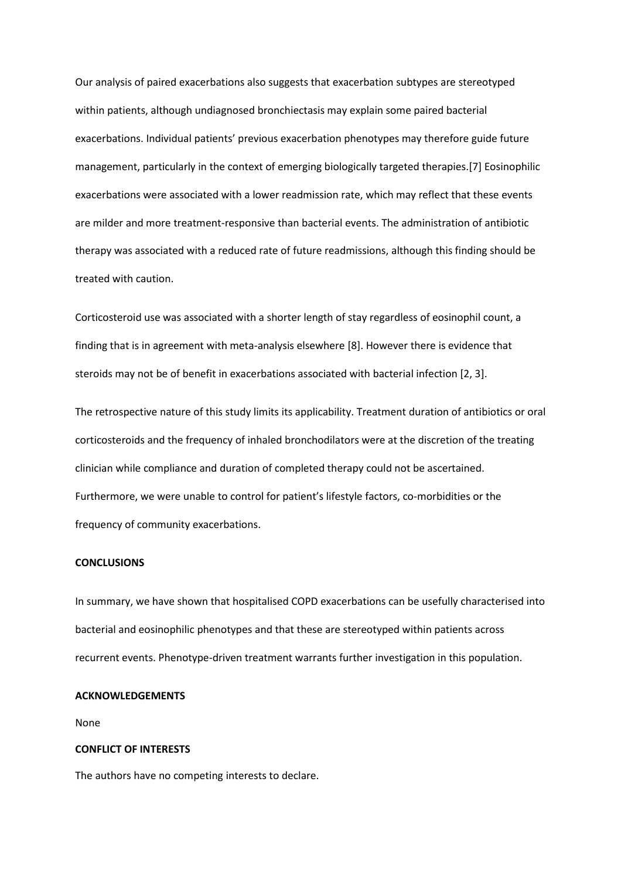Our analysis of paired exacerbations also suggests that exacerbation subtypes are stereotyped within patients, although undiagnosed bronchiectasis may explain some paired bacterial exacerbations. Individual patients' previous exacerbation phenotypes may therefore guide future management, particularly in the context of emerging biologically targeted therapies.[7] Eosinophilic exacerbations were associated with a lower readmission rate, which may reflect that these events are milder and more treatment-responsive than bacterial events. The administration of antibiotic therapy was associated with a reduced rate of future readmissions, although this finding should be treated with caution.

Corticosteroid use was associated with a shorter length of stay regardless of eosinophil count, a finding that is in agreement with meta-analysis elsewhere [8]. However there is evidence that steroids may not be of benefit in exacerbations associated with bacterial infection [2, 3].

The retrospective nature of this study limits its applicability. Treatment duration of antibiotics or oral corticosteroids and the frequency of inhaled bronchodilators were at the discretion of the treating clinician while compliance and duration of completed therapy could not be ascertained. Furthermore, we were unable to control for patient's lifestyle factors, co-morbidities or the frequency of community exacerbations.

**CONCLUSIONS**

In summary, we have shown that hospitalised COPD exacerbations can be usefully characterised into bacterial and eosinophilic phenotypes and that these are stereotyped within patients across recurrent events. Phenotype-driven treatment warrants further investigation in this population.

**ACKNOWLEDGEMENTS**

None

**CONFLICT OF INTERESTS**

The authors have no competing interests to declare.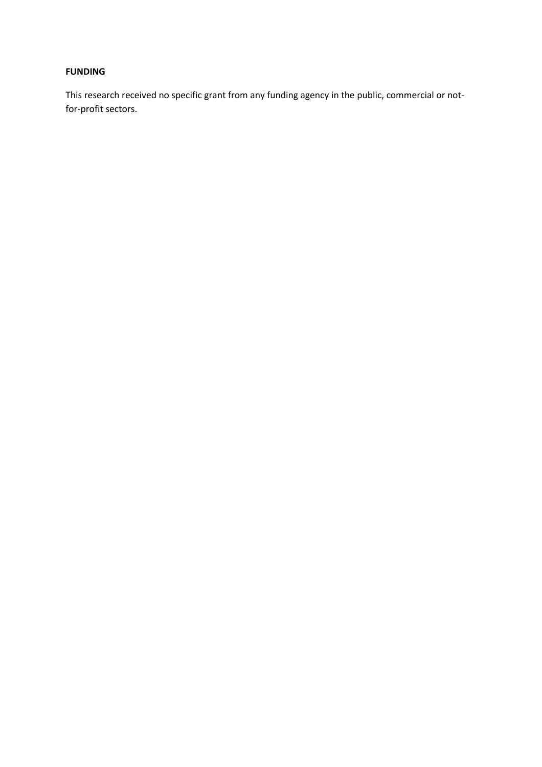**FUNDING**

This research received no specific grant from any funding agency in the public, commercial or not-for-profit sectors.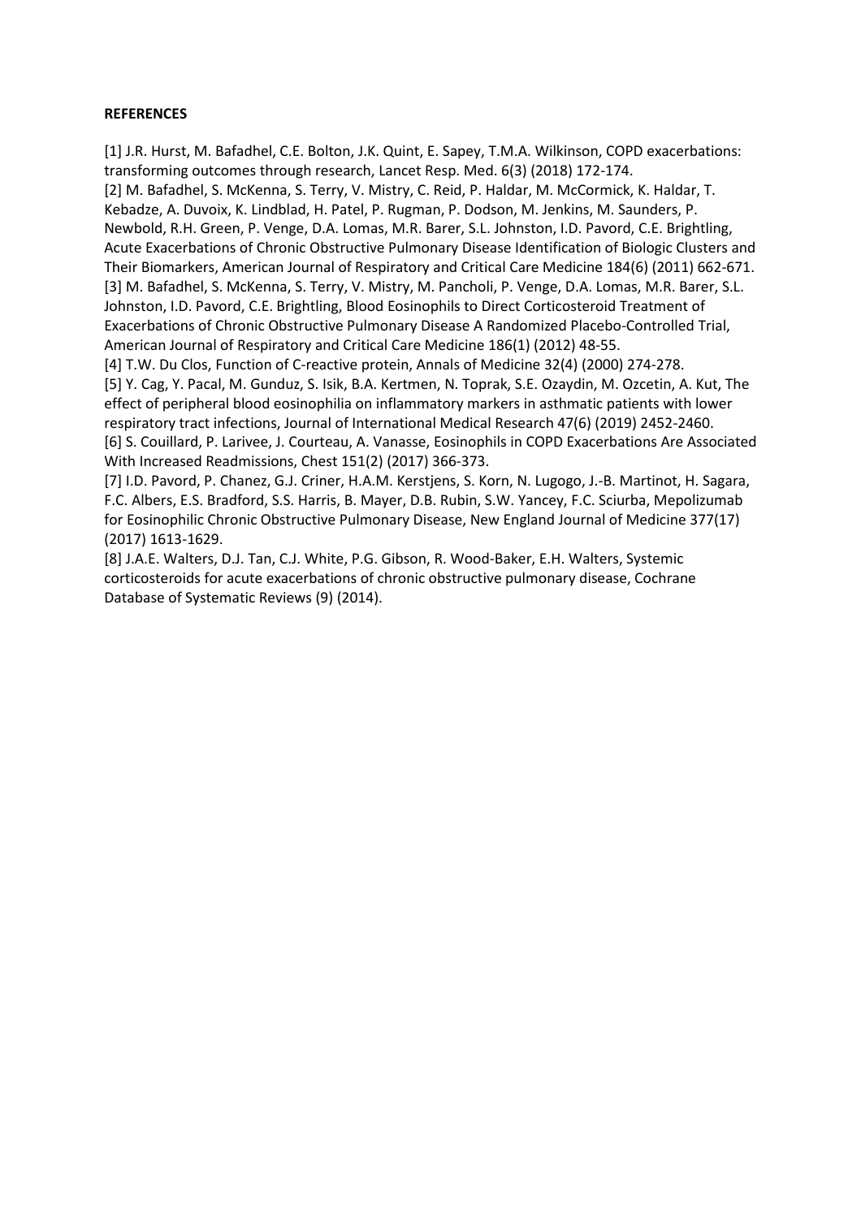**REFERENCES**

[1] J.R. Hurst, M. Bafadhel, C.E. Bolton, J.K. Quint, E. Sapey, T.M.A. Wilkinson, COPD exacerbations: transforming outcomes through research, Lancet Resp. Med. 6(3) (2018) 172-174.

[2] M. Bafadhel, S. McKenna, S. Terry, V. Mistry, C. Reid, P. Haldar, M. McCormick, K. Haldar, T. Kebadze, A. Duvoix, K. Lindblad, H. Patel, P. Rugman, P. Dodson, M. Jenkins, M. Saunders, P. Newbold, R.H. Green, P. Venge, D.A. Lomas, M.R. Barer, S.L. Johnston, I.D. Pavord, C.E. Brightling, Acute Exacerbations of Chronic Obstructive Pulmonary Disease Identification of Biologic Clusters and Their Biomarkers, American Journal of Respiratory and Critical Care Medicine 184(6) (2011) 662-671.

[3] M. Bafadhel, S. McKenna, S. Terry, V. Mistry, M. Pancholi, P. Venge, D.A. Lomas, M.R. Barer, S.L. Johnston, I.D. Pavord, C.E. Brightling, Blood Eosinophils to Direct Corticosteroid Treatment of Exacerbations of Chronic Obstructive Pulmonary Disease A Randomized Placebo-Controlled Trial, American Journal of Respiratory and Critical Care Medicine 186(1) (2012) 48-55.

[4] T.W. Du Clos, Function of C-reactive protein, Annals of Medicine 32(4) (2000) 274-278.

[5] Y. Cag, Y. Pacal, M. Gunduz, S. Isik, B.A. Kertmen, N. Toprak, S.E. Ozaydin, M. Ozcetin, A. Kut, The effect of peripheral blood eosinophilia on inflammatory markers in asthmatic patients with lower respiratory tract infections, Journal of International Medical Research 47(6) (2019) 2452-2460.

[6] S. Couillard, P. Larivee, J. Courteau, A. Vanasse, Eosinophils in COPD Exacerbations Are Associated With Increased Readmissions, Chest 151(2) (2017) 366-373.

[7] I.D. Pavord, P. Chanez, G.J. Criner, H.A.M. Kerstjens, S. Korn, N. Lugogo, J.-B. Martinot, H. Sagara, F.C. Albers, E.S. Bradford, S.S. Harris, B. Mayer, D.B. Rubin, S.W. Yancey, F.C. Sciurba, Mepolizumab for Eosinophilic Chronic Obstructive Pulmonary Disease, New England Journal of Medicine 377(17) (2017) 1613-1629.

[8] J.A.E. Walters, D.J. Tan, C.J. White, P.G. Gibson, R. Wood-Baker, E.H. Walters, Systemic corticosteroids for acute exacerbations of chronic obstructive pulmonary disease, Cochrane Database of Systematic Reviews (9) (2014).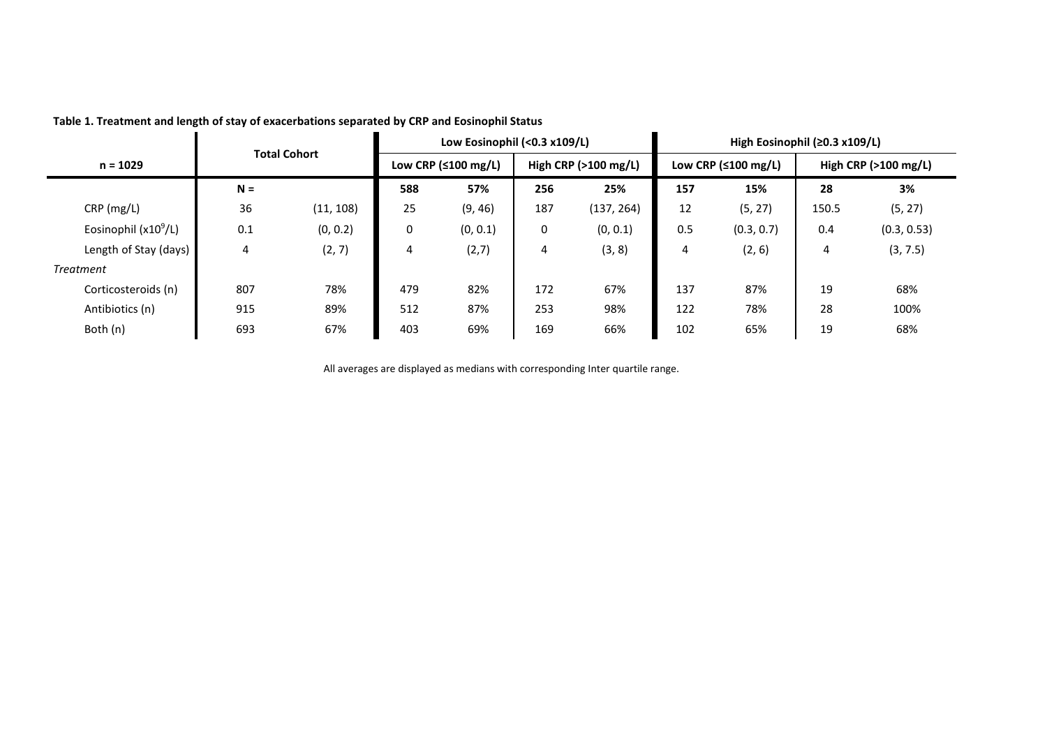**Table 1. Treatment and length of stay of exacerbations separated by CRP and Eosinophil Status**

| n = 1029 | Total Cohort | | Low Eosinophil (<0.3 x109/L) | | | | High Eosinophil (≥0.3 x109/L) | | | |
|---|---|---|---|---|---|---|---|---|---|---|
| | | | Low CRP (≤100 mg/L) | | High CRP (>100 mg/L) | | Low CRP (≤100 mg/L) | | High CRP (>100 mg/L) | |
| | N = | | **588** | **57%** | **256** | **25%** | **157** | **15%** | **28** | **3%** |
| CRP (mg/L) | 36 | (11, 108) | 25 | (9, 46) | 187 | (137, 264) | 12 | (5, 27) | 150.5 | (5, 27) |
| Eosinophil ($x10^9/L$) | 0.1 | (0, 0.2) | 0 | (0, 0.1) | 0 | (0, 0.1) | 0.5 | (0.3, 0.7) | 0.4 | (0.3, 0.53) |
| Length of Stay (days) | 4 | (2, 7) | 4 | (2,7) | 4 | (3, 8) | 4 | (2, 6) | 4 | (3, 7.5) |
| *Treatment* | | | | | | | | | | |
| Corticosteroids (n) | 807 | 78% | 479 | 82% | 172 | 67% | 137 | 87% | 19 | 68% |
| Antibiotics (n) | 915 | 89% | 512 | 87% | 253 | 98% | 122 | 78% | 28 | 100% |
| Both (n) | 693 | 67% | 403 | 69% | 169 | 66% | 102 | 65% | 19 | 68% |

All averages are displayed as medians with corresponding Inter quartile range.